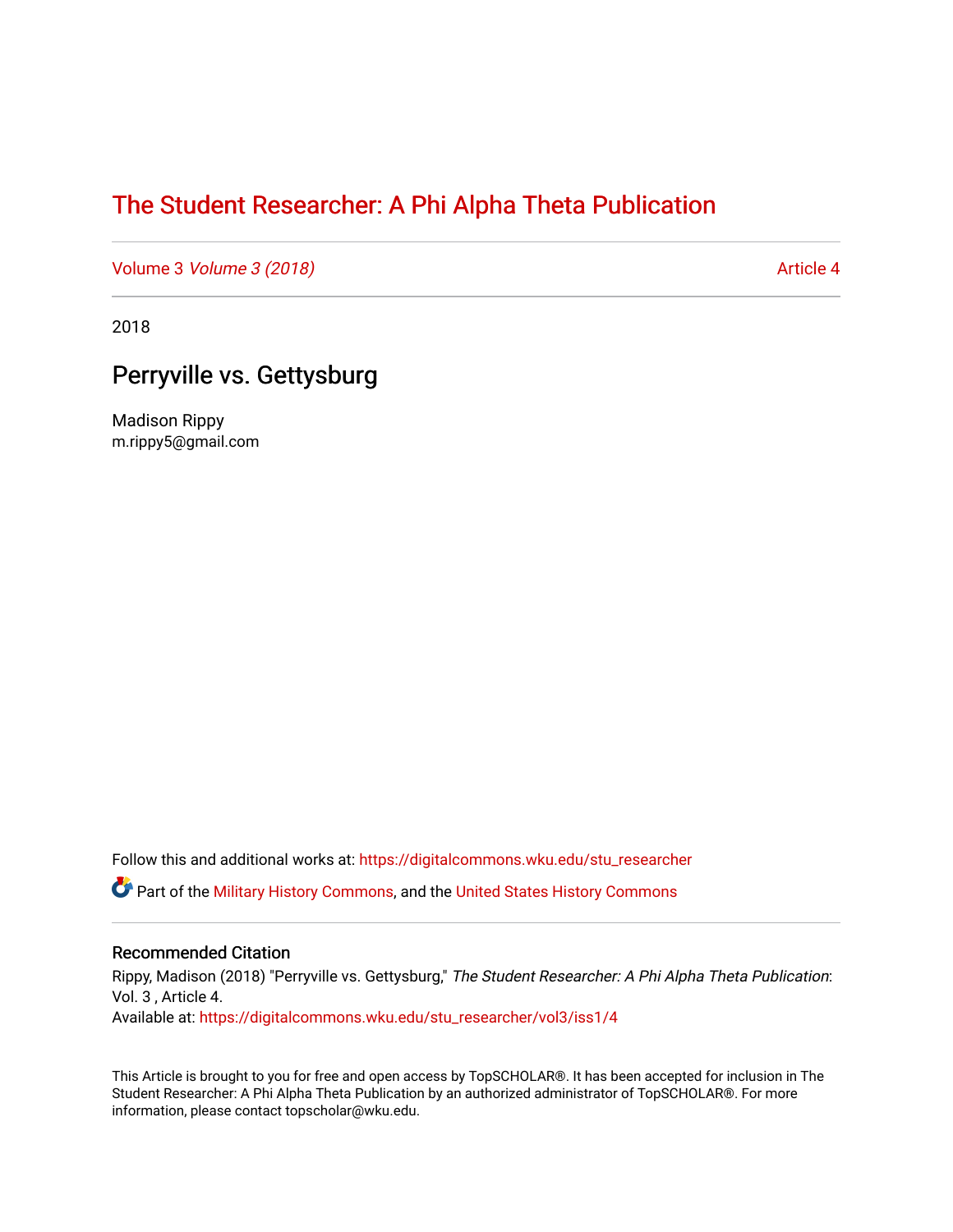# The Student Researcher: A Phi Alpha Theta Publication

Volume 3 *Volume 3 (2018)* Article 4

2018

## Perryville vs. Gettysburg

Madison Rippy
m.rippy5@gmail.com

Follow this and additional works at: https://digitalcommons.wku.edu/stu_researcher

Part of the Military History Commons, and the United States History Commons

### Recommended Citation

Rippy, Madison (2018) "Perryville vs. Gettysburg," *The Student Researcher: A Phi Alpha Theta Publication*: Vol. 3 , Article 4.
Available at: https://digitalcommons.wku.edu/stu_researcher/vol3/iss1/4

This Article is brought to you for free and open access by TopSCHOLAR®. It has been accepted for inclusion in The Student Researcher: A Phi Alpha Theta Publication by an authorized administrator of TopSCHOLAR®. For more information, please contact topscholar@wku.edu.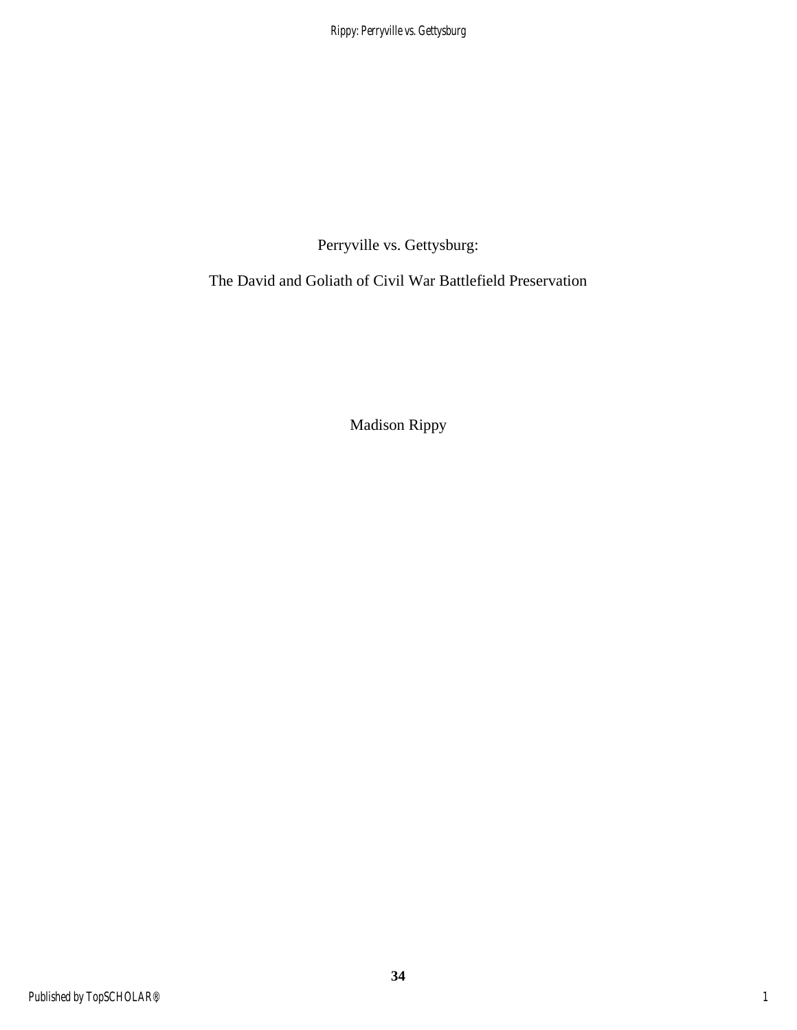# Perryville vs. Gettysburg:

## The David and Goliath of Civil War Battlefield Preservation

Madison Rippy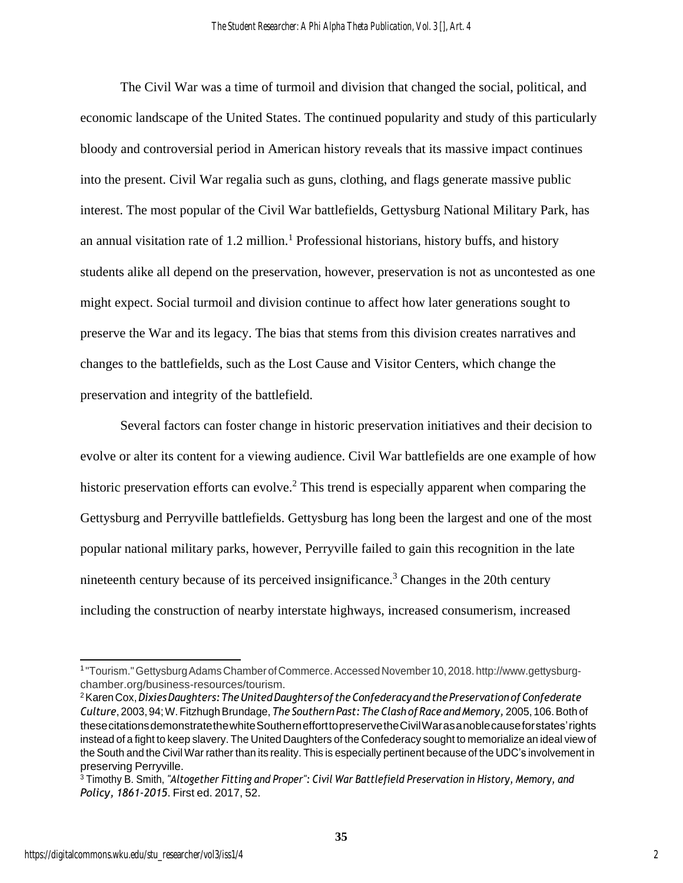The Civil War was a time of turmoil and division that changed the social, political, and economic landscape of the United States. The continued popularity and study of this particularly bloody and controversial period in American history reveals that its massive impact continues into the present. Civil War regalia such as guns, clothing, and flags generate massive public interest. The most popular of the Civil War battlefields, Gettysburg National Military Park, has an annual visitation rate of 1.2 million.[1] Professional historians, history buffs, and history students alike all depend on the preservation, however, preservation is not as uncontested as one might expect. Social turmoil and division continue to affect how later generations sought to preserve the War and its legacy. The bias that stems from this division creates narratives and changes to the battlefields, such as the Lost Cause and Visitor Centers, which change the preservation and integrity of the battlefield.

Several factors can foster change in historic preservation initiatives and their decision to evolve or alter its content for a viewing audience. Civil War battlefields are one example of how historic preservation efforts can evolve.[2] This trend is especially apparent when comparing the Gettysburg and Perryville battlefields. Gettysburg has long been the largest and one of the most popular national military parks, however, Perryville failed to gain this recognition in the late nineteenth century because of its perceived insignificance.[3] Changes in the 20th century including the construction of nearby interstate highways, increased consumerism, increased

---

[1] "Tourism." Gettysburg Adams Chamber of Commerce. Accessed November 10, 2018. http://www.gettysburg-chamber.org/business-resources/tourism.

[2] Karen Cox, *Dixies Daughters: The United Daughters of the Confederacy and the Preservation of Confederate Culture*, 2003, 94; W. Fitzhugh Brundage, *The Southern Past: The Clash of Race and Memory*, 2005, 106. Both of these citations demonstrate the white Southern effort to preserve the Civil War as a noble cause for states' rights instead of a fight to keep slavery. The United Daughters of the Confederacy sought to memorialize an ideal view of the South and the Civil War rather than its reality. This is especially pertinent because of the UDC's involvement in preserving Perryville.

[3] Timothy B. Smith, *"Altogether Fitting and Proper": Civil War Battlefield Preservation in History, Memory, and Policy, 1861-2015*. First ed. 2017, 52.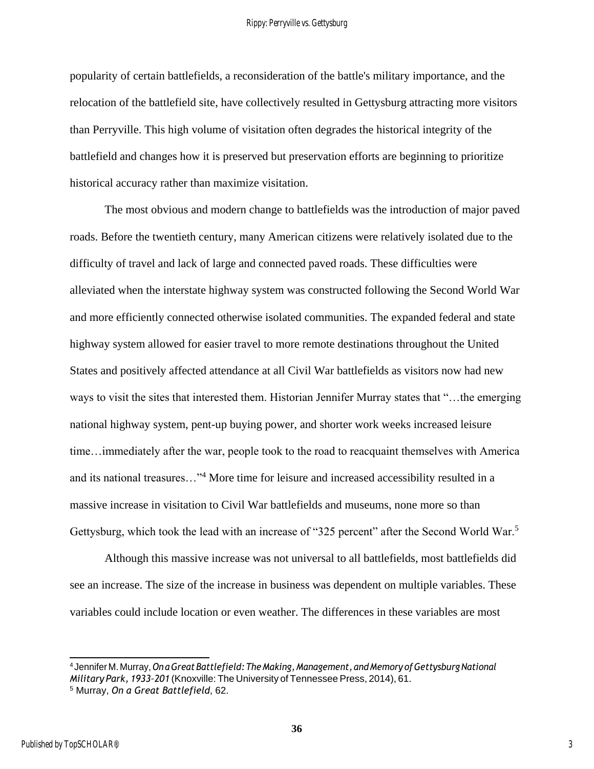popularity of certain battlefields, a reconsideration of the battle's military importance, and the relocation of the battlefield site, have collectively resulted in Gettysburg attracting more visitors than Perryville. This high volume of visitation often degrades the historical integrity of the battlefield and changes how it is preserved but preservation efforts are beginning to prioritize historical accuracy rather than maximize visitation.

The most obvious and modern change to battlefields was the introduction of major paved roads. Before the twentieth century, many American citizens were relatively isolated due to the difficulty of travel and lack of large and connected paved roads. These difficulties were alleviated when the interstate highway system was constructed following the Second World War and more efficiently connected otherwise isolated communities. The expanded federal and state highway system allowed for easier travel to more remote destinations throughout the United States and positively affected attendance at all Civil War battlefields as visitors now had new ways to visit the sites that interested them. Historian Jennifer Murray states that "…the emerging national highway system, pent-up buying power, and shorter work weeks increased leisure time…immediately after the war, people took to the road to reacquaint themselves with America and its national treasures…"[4] More time for leisure and increased accessibility resulted in a massive increase in visitation to Civil War battlefields and museums, none more so than Gettysburg, which took the lead with an increase of "325 percent" after the Second World War.[5]

Although this massive increase was not universal to all battlefields, most battlefields did see an increase. The size of the increase in business was dependent on multiple variables. These variables could include location or even weather. The differences in these variables are most

---

[4] Jennifer M. Murray, *On a Great Battlefield: The Making, Management, and Memory of Gettysburg National Military Park, 1933-201* (Knoxville: The University of Tennessee Press, 2014), 61.

[5] Murray, *On a Great Battlefield*, 62.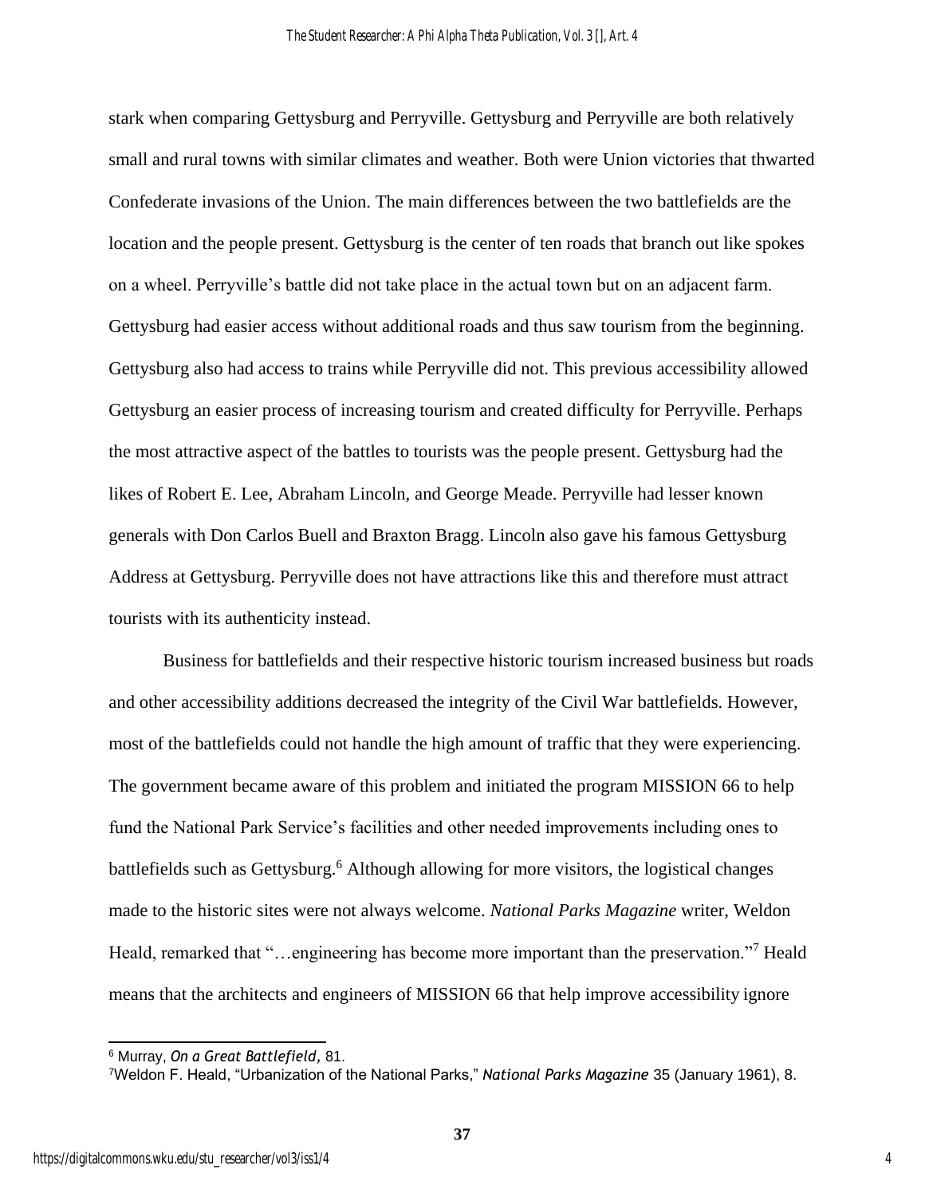stark when comparing Gettysburg and Perryville. Gettysburg and Perryville are both relatively small and rural towns with similar climates and weather. Both were Union victories that thwarted Confederate invasions of the Union. The main differences between the two battlefields are the location and the people present. Gettysburg is the center of ten roads that branch out like spokes on a wheel. Perryville's battle did not take place in the actual town but on an adjacent farm. Gettysburg had easier access without additional roads and thus saw tourism from the beginning. Gettysburg also had access to trains while Perryville did not. This previous accessibility allowed Gettysburg an easier process of increasing tourism and created difficulty for Perryville. Perhaps the most attractive aspect of the battles to tourists was the people present. Gettysburg had the likes of Robert E. Lee, Abraham Lincoln, and George Meade. Perryville had lesser known generals with Don Carlos Buell and Braxton Bragg. Lincoln also gave his famous Gettysburg Address at Gettysburg. Perryville does not have attractions like this and therefore must attract tourists with its authenticity instead.

Business for battlefields and their respective historic tourism increased business but roads and other accessibility additions decreased the integrity of the Civil War battlefields. However, most of the battlefields could not handle the high amount of traffic that they were experiencing. The government became aware of this problem and initiated the program MISSION 66 to help fund the National Park Service's facilities and other needed improvements including ones to battlefields such as Gettysburg.[6] Although allowing for more visitors, the logistical changes made to the historic sites were not always welcome. *National Parks Magazine* writer, Weldon Heald, remarked that "…engineering has become more important than the preservation."[7] Heald means that the architects and engineers of MISSION 66 that help improve accessibility ignore

---

[6] Murray, *On a Great Battlefield*, 81.

[7] Weldon F. Heald, "Urbanization of the National Parks," *National Parks Magazine* 35 (January 1961), 8.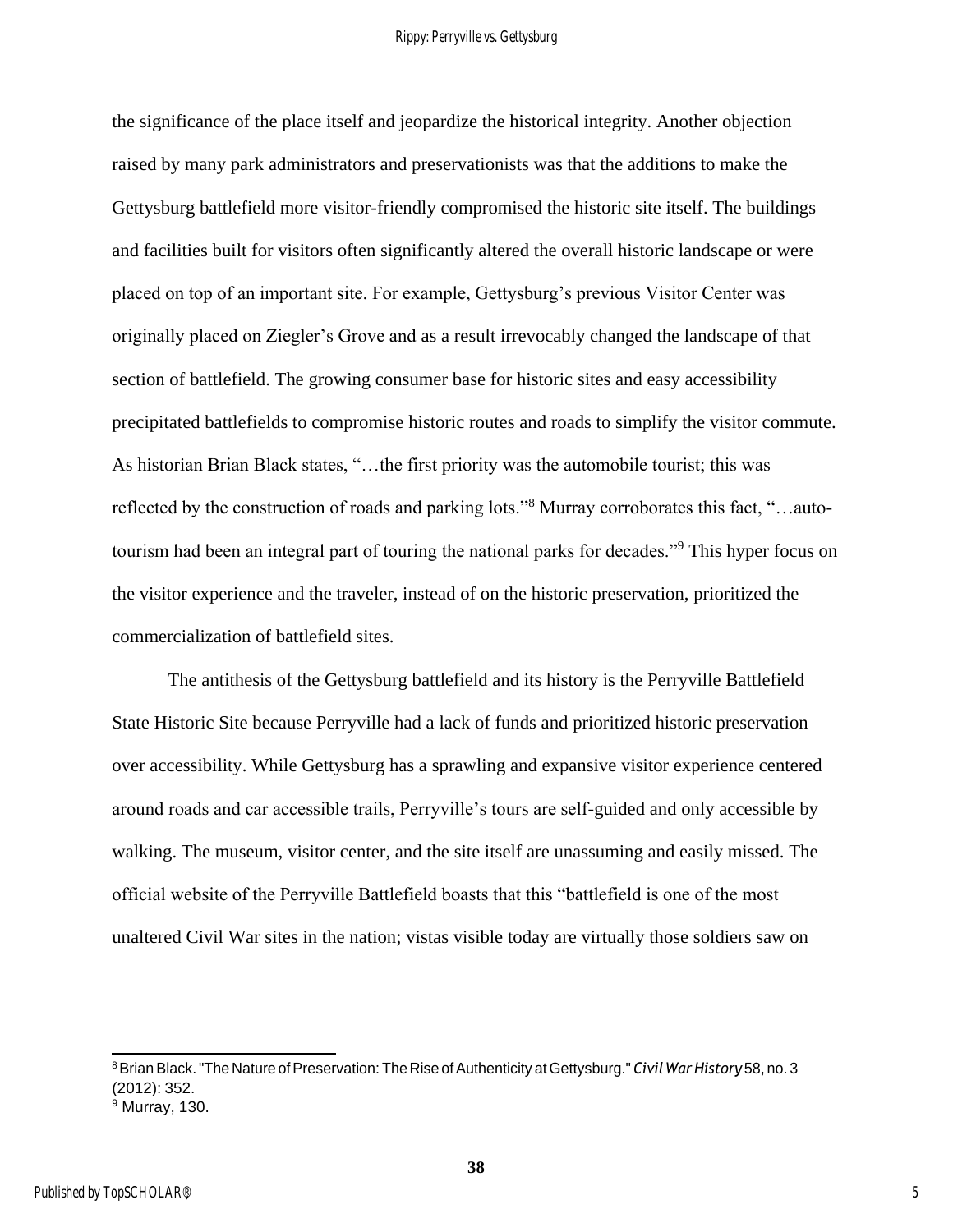the significance of the place itself and jeopardize the historical integrity. Another objection raised by many park administrators and preservationists was that the additions to make the Gettysburg battlefield more visitor-friendly compromised the historic site itself. The buildings and facilities built for visitors often significantly altered the overall historic landscape or were placed on top of an important site. For example, Gettysburg's previous Visitor Center was originally placed on Ziegler's Grove and as a result irrevocably changed the landscape of that section of battlefield. The growing consumer base for historic sites and easy accessibility precipitated battlefields to compromise historic routes and roads to simplify the visitor commute. As historian Brian Black states, "…the first priority was the automobile tourist; this was reflected by the construction of roads and parking lots."[8] Murray corroborates this fact, "…auto-tourism had been an integral part of touring the national parks for decades."[9] This hyper focus on the visitor experience and the traveler, instead of on the historic preservation, prioritized the commercialization of battlefield sites.

The antithesis of the Gettysburg battlefield and its history is the Perryville Battlefield State Historic Site because Perryville had a lack of funds and prioritized historic preservation over accessibility. While Gettysburg has a sprawling and expansive visitor experience centered around roads and car accessible trails, Perryville's tours are self-guided and only accessible by walking. The museum, visitor center, and the site itself are unassuming and easily missed. The official website of the Perryville Battlefield boasts that this "battlefield is one of the most unaltered Civil War sites in the nation; vistas visible today are virtually those soldiers saw on

---

[8] Brian Black. "The Nature of Preservation: The Rise of Authenticity at Gettysburg." *Civil War History* 58, no. 3 (2012): 352.

[9] Murray, 130.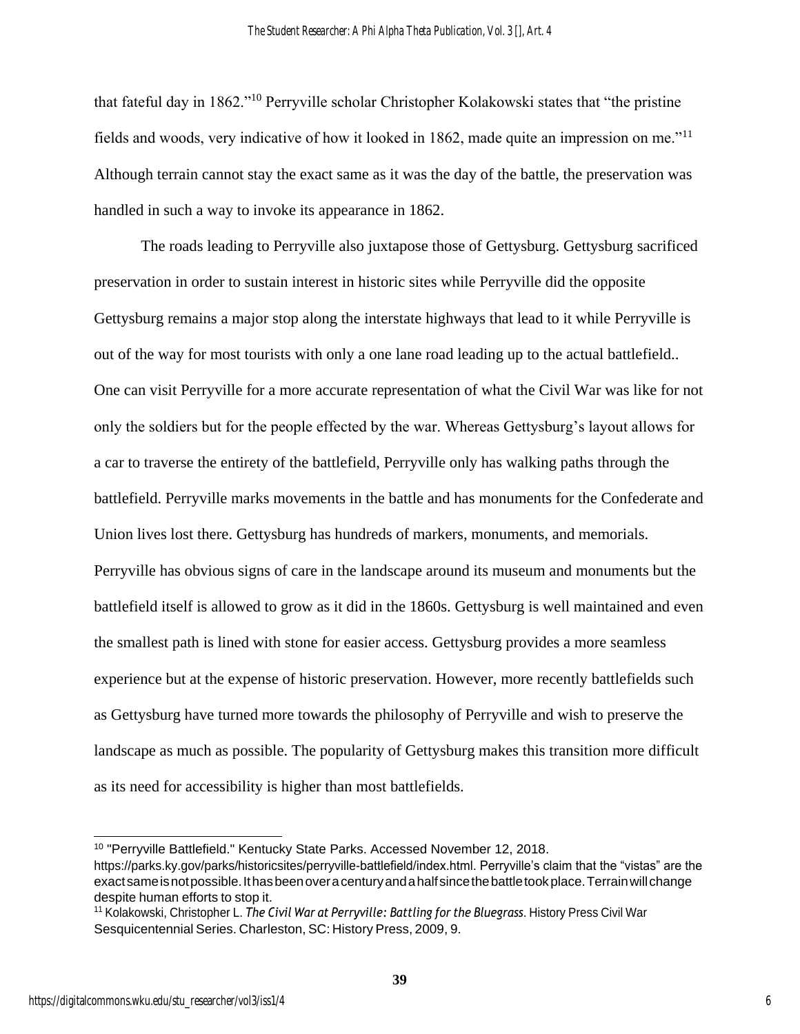that fateful day in 1862."[10] Perryville scholar Christopher Kolakowski states that "the pristine fields and woods, very indicative of how it looked in 1862, made quite an impression on me."[11] Although terrain cannot stay the exact same as it was the day of the battle, the preservation was handled in such a way to invoke its appearance in 1862.

The roads leading to Perryville also juxtapose those of Gettysburg. Gettysburg sacrificed preservation in order to sustain interest in historic sites while Perryville did the opposite Gettysburg remains a major stop along the interstate highways that lead to it while Perryville is out of the way for most tourists with only a one lane road leading up to the actual battlefield.. One can visit Perryville for a more accurate representation of what the Civil War was like for not only the soldiers but for the people effected by the war. Whereas Gettysburg's layout allows for a car to traverse the entirety of the battlefield, Perryville only has walking paths through the battlefield. Perryville marks movements in the battle and has monuments for the Confederate and Union lives lost there. Gettysburg has hundreds of markers, monuments, and memorials. Perryville has obvious signs of care in the landscape around its museum and monuments but the battlefield itself is allowed to grow as it did in the 1860s. Gettysburg is well maintained and even the smallest path is lined with stone for easier access. Gettysburg provides a more seamless experience but at the expense of historic preservation. However, more recently battlefields such as Gettysburg have turned more towards the philosophy of Perryville and wish to preserve the landscape as much as possible. The popularity of Gettysburg makes this transition more difficult as its need for accessibility is higher than most battlefields.

---

[10] "Perryville Battlefield." Kentucky State Parks. Accessed November 12, 2018. https://parks.ky.gov/parks/historicsites/perryville-battlefield/index.html. Perryville's claim that the "vistas" are the exact same is not possible. It has been over a century and a half since the battle took place. Terrain will change despite human efforts to stop it.

[11] Kolakowski, Christopher L. *The Civil War at Perryville: Battling for the Bluegrass*. History Press Civil War Sesquicentennial Series. Charleston, SC: History Press, 2009, 9.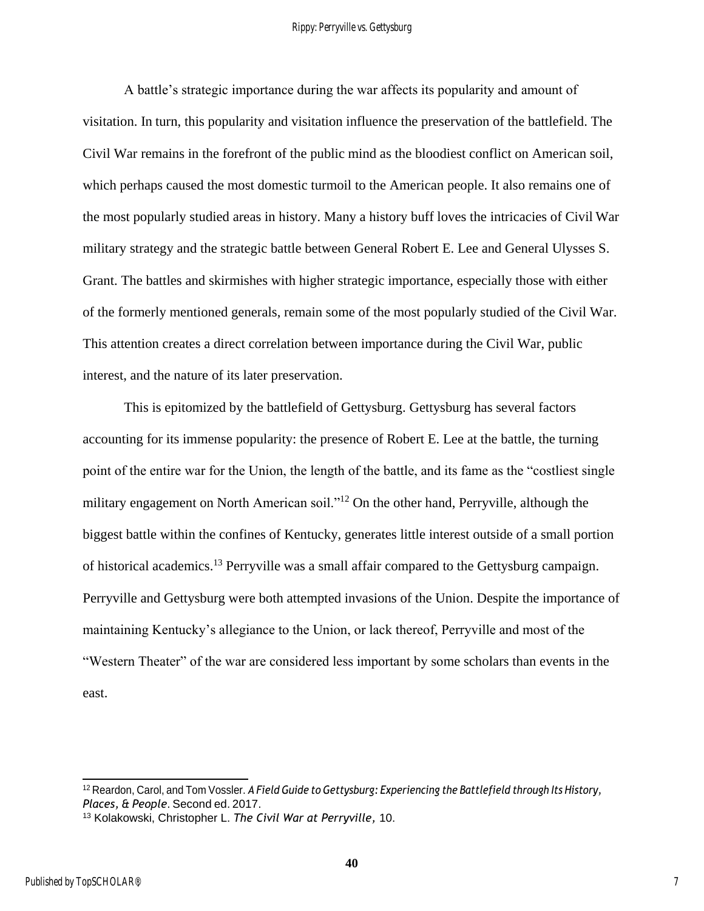A battle's strategic importance during the war affects its popularity and amount of visitation. In turn, this popularity and visitation influence the preservation of the battlefield. The Civil War remains in the forefront of the public mind as the bloodiest conflict on American soil, which perhaps caused the most domestic turmoil to the American people. It also remains one of the most popularly studied areas in history. Many a history buff loves the intricacies of Civil War military strategy and the strategic battle between General Robert E. Lee and General Ulysses S. Grant. The battles and skirmishes with higher strategic importance, especially those with either of the formerly mentioned generals, remain some of the most popularly studied of the Civil War. This attention creates a direct correlation between importance during the Civil War, public interest, and the nature of its later preservation.

This is epitomized by the battlefield of Gettysburg. Gettysburg has several factors accounting for its immense popularity: the presence of Robert E. Lee at the battle, the turning point of the entire war for the Union, the length of the battle, and its fame as the "costliest single military engagement on North American soil."[12] On the other hand, Perryville, although the biggest battle within the confines of Kentucky, generates little interest outside of a small portion of historical academics.[13] Perryville was a small affair compared to the Gettysburg campaign. Perryville and Gettysburg were both attempted invasions of the Union. Despite the importance of maintaining Kentucky's allegiance to the Union, or lack thereof, Perryville and most of the "Western Theater" of the war are considered less important by some scholars than events in the east.

---

[12] Reardon, Carol, and Tom Vossler. *A Field Guide to Gettysburg: Experiencing the Battlefield through Its History, Places, & People*. Second ed. 2017.

[13] Kolakowski, Christopher L. *The Civil War at Perryville,* 10.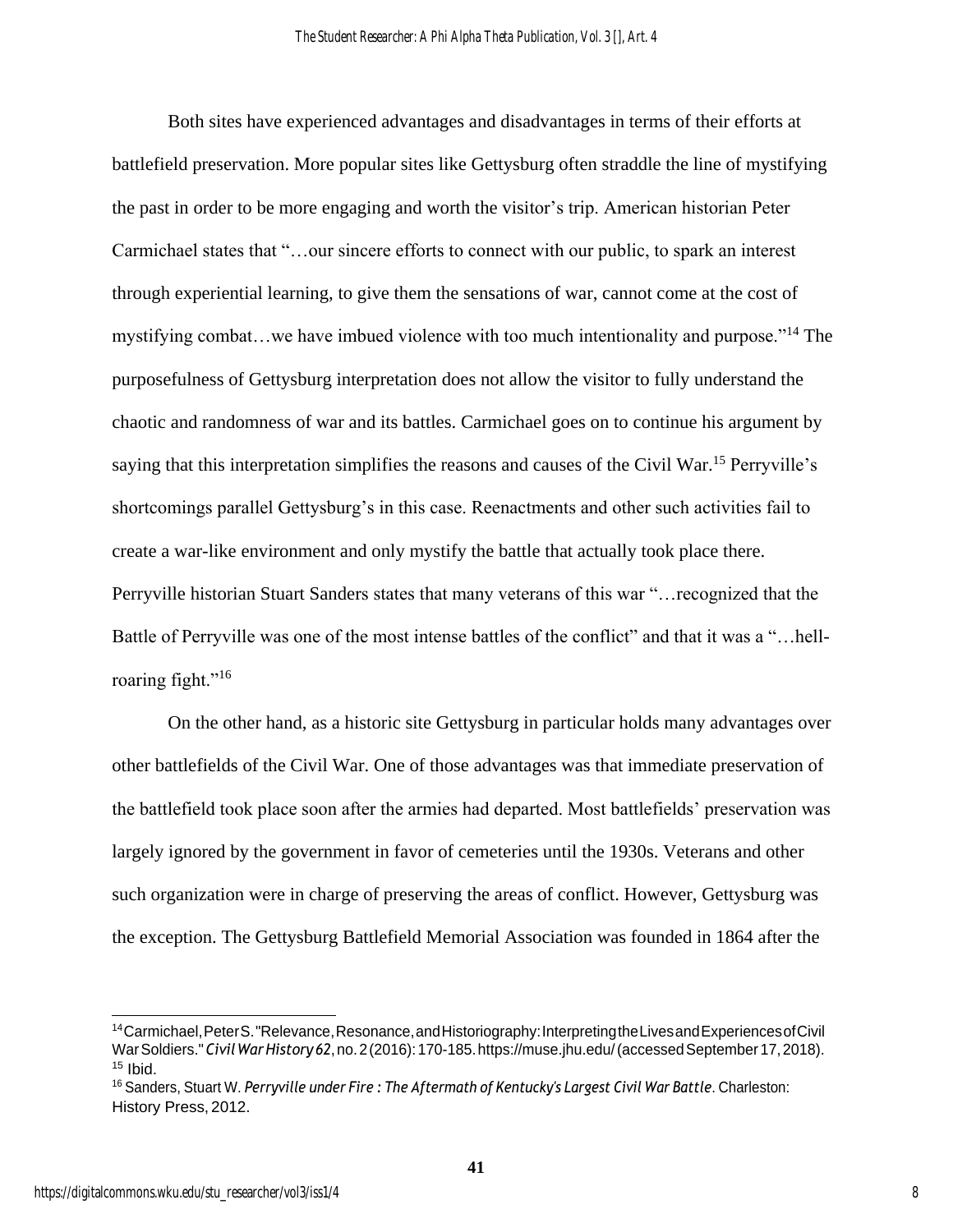Both sites have experienced advantages and disadvantages in terms of their efforts at battlefield preservation. More popular sites like Gettysburg often straddle the line of mystifying the past in order to be more engaging and worth the visitor's trip. American historian Peter Carmichael states that "…our sincere efforts to connect with our public, to spark an interest through experiential learning, to give them the sensations of war, cannot come at the cost of mystifying combat…we have imbued violence with too much intentionality and purpose."[14] The purposefulness of Gettysburg interpretation does not allow the visitor to fully understand the chaotic and randomness of war and its battles. Carmichael goes on to continue his argument by saying that this interpretation simplifies the reasons and causes of the Civil War.[15] Perryville's shortcomings parallel Gettysburg's in this case. Reenactments and other such activities fail to create a war-like environment and only mystify the battle that actually took place there. Perryville historian Stuart Sanders states that many veterans of this war "…recognized that the Battle of Perryville was one of the most intense battles of the conflict" and that it was a "…hell-roaring fight."[16]

On the other hand, as a historic site Gettysburg in particular holds many advantages over other battlefields of the Civil War. One of those advantages was that immediate preservation of the battlefield took place soon after the armies had departed. Most battlefields' preservation was largely ignored by the government in favor of cemeteries until the 1930s. Veterans and other such organization were in charge of preserving the areas of conflict. However, Gettysburg was the exception. The Gettysburg Battlefield Memorial Association was founded in 1864 after the

---

[14] Carmichael, Peter S. "Relevance, Resonance, and Historiography: Interpreting the Lives and Experiences of Civil War Soldiers." *Civil War History 62*, no. 2 (2016): 170-185. https://muse.jhu.edu/ (accessed September 17, 2018).
[15] Ibid.
[16] Sanders, Stuart W. *Perryville under Fire : The Aftermath of Kentucky's Largest Civil War Battle*. Charleston: History Press, 2012.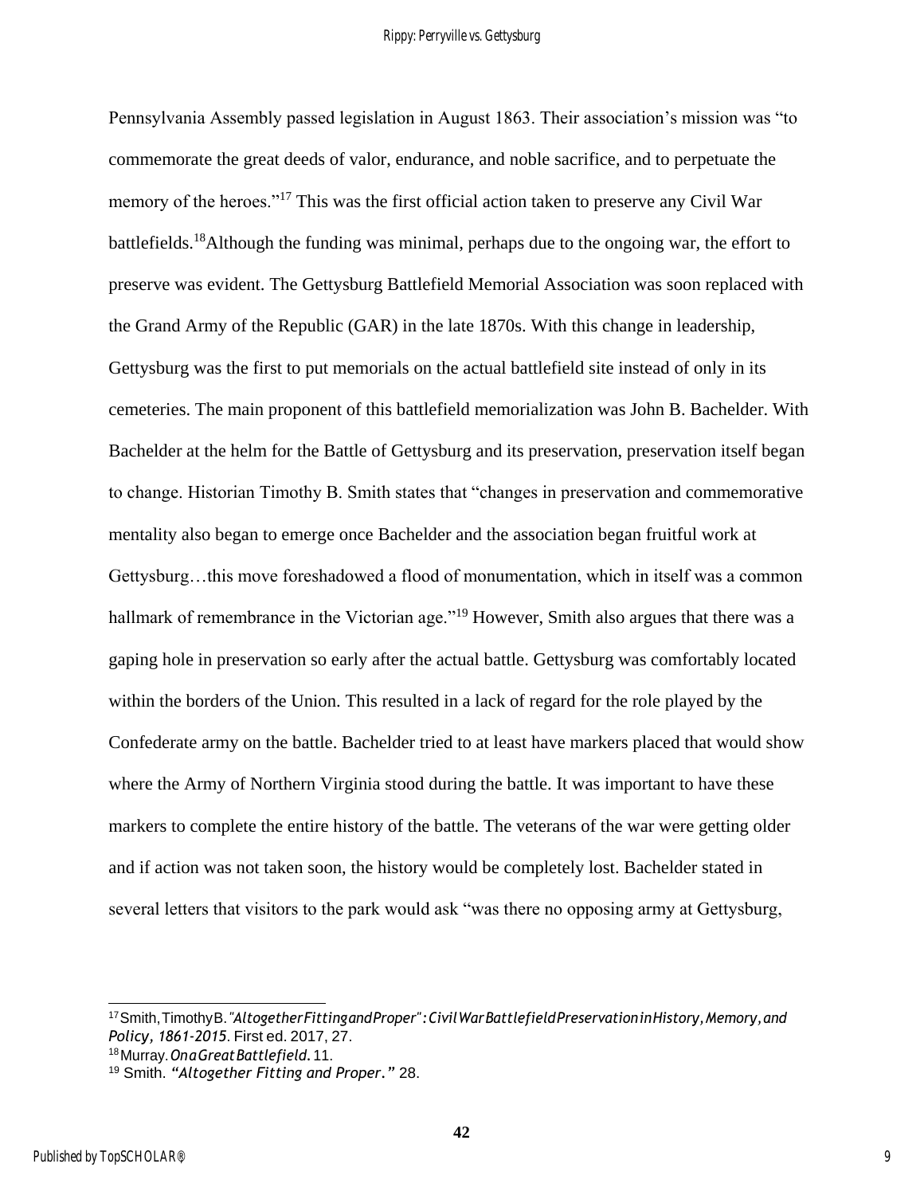Pennsylvania Assembly passed legislation in August 1863. Their association's mission was "to commemorate the great deeds of valor, endurance, and noble sacrifice, and to perpetuate the memory of the heroes."[17] This was the first official action taken to preserve any Civil War battlefields.[18]Although the funding was minimal, perhaps due to the ongoing war, the effort to preserve was evident. The Gettysburg Battlefield Memorial Association was soon replaced with the Grand Army of the Republic (GAR) in the late 1870s. With this change in leadership, Gettysburg was the first to put memorials on the actual battlefield site instead of only in its cemeteries. The main proponent of this battlefield memorialization was John B. Bachelder. With Bachelder at the helm for the Battle of Gettysburg and its preservation, preservation itself began to change. Historian Timothy B. Smith states that "changes in preservation and commemorative mentality also began to emerge once Bachelder and the association began fruitful work at Gettysburg…this move foreshadowed a flood of monumentation, which in itself was a common hallmark of remembrance in the Victorian age."[19] However, Smith also argues that there was a gaping hole in preservation so early after the actual battle. Gettysburg was comfortably located within the borders of the Union. This resulted in a lack of regard for the role played by the Confederate army on the battle. Bachelder tried to at least have markers placed that would show where the Army of Northern Virginia stood during the battle. It was important to have these markers to complete the entire history of the battle. The veterans of the war were getting older and if action was not taken soon, the history would be completely lost. Bachelder stated in several letters that visitors to the park would ask "was there no opposing army at Gettysburg,

---

[17] Smith, Timothy B. *"Altogether Fitting and Proper": Civil War Battlefield Preservation in History, Memory, and Policy, 1861-2015*. First ed. 2017, 27.

[18] Murray. *On a Great Battlefield.* 11.

[19] Smith. *"Altogether Fitting and Proper."* 28.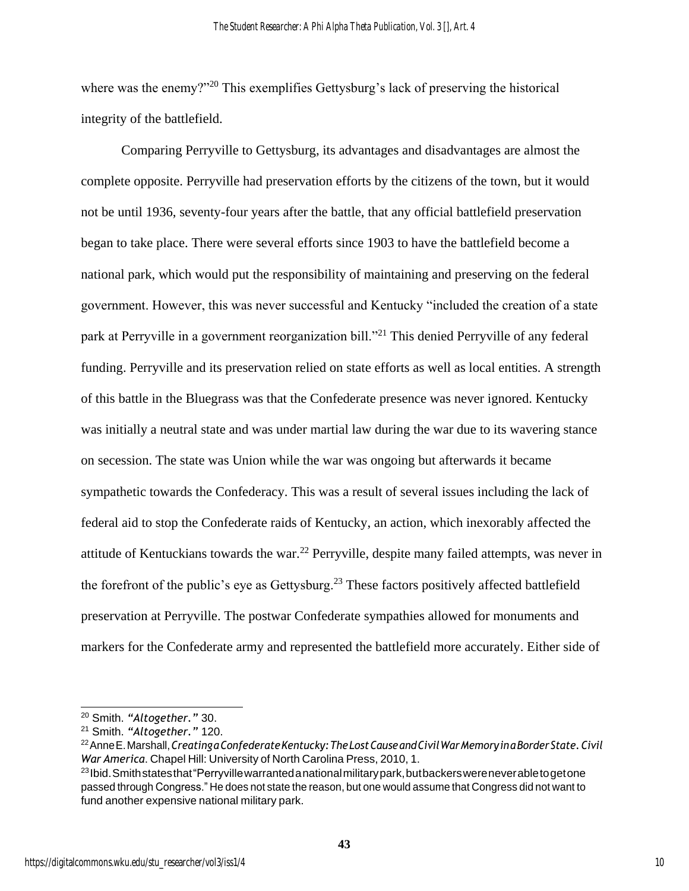where was the enemy?"[20] This exemplifies Gettysburg's lack of preserving the historical integrity of the battlefield.

Comparing Perryville to Gettysburg, its advantages and disadvantages are almost the complete opposite. Perryville had preservation efforts by the citizens of the town, but it would not be until 1936, seventy-four years after the battle, that any official battlefield preservation began to take place. There were several efforts since 1903 to have the battlefield become a national park, which would put the responsibility of maintaining and preserving on the federal government. However, this was never successful and Kentucky "included the creation of a state park at Perryville in a government reorganization bill."[21] This denied Perryville of any federal funding. Perryville and its preservation relied on state efforts as well as local entities. A strength of this battle in the Bluegrass was that the Confederate presence was never ignored. Kentucky was initially a neutral state and was under martial law during the war due to its wavering stance on secession. The state was Union while the war was ongoing but afterwards it became sympathetic towards the Confederacy. This was a result of several issues including the lack of federal aid to stop the Confederate raids of Kentucky, an action, which inexorably affected the attitude of Kentuckians towards the war.[22] Perryville, despite many failed attempts, was never in the forefront of the public's eye as Gettysburg.[23] These factors positively affected battlefield preservation at Perryville. The postwar Confederate sympathies allowed for monuments and markers for the Confederate army and represented the battlefield more accurately. Either side of

---

[20] Smith. *"Altogether."* 30.

[21] Smith. *"Altogether."* 120.

[22] Anne E. Marshall, *Creating a Confederate Kentucky: The Lost Cause and Civil War Memory in a Border State*. *Civil War America*. Chapel Hill: University of North Carolina Press, 2010, 1.

[23] Ibid. Smith states that "Perryville warranted a national military park, but backers were never able to get one passed through Congress." He does not state the reason, but one would assume that Congress did not want to fund another expensive national military park.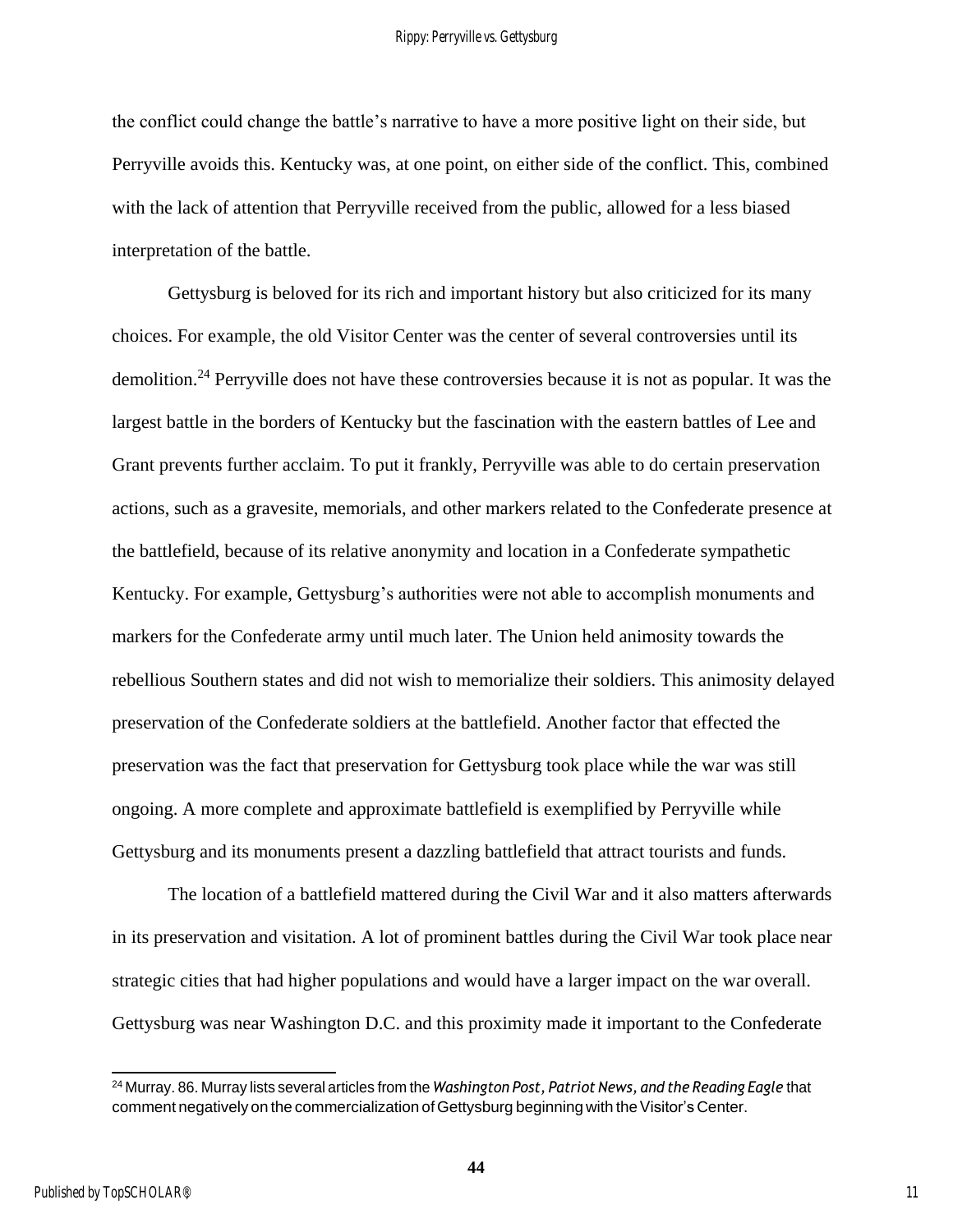the conflict could change the battle's narrative to have a more positive light on their side, but Perryville avoids this. Kentucky was, at one point, on either side of the conflict. This, combined with the lack of attention that Perryville received from the public, allowed for a less biased interpretation of the battle.

Gettysburg is beloved for its rich and important history but also criticized for its many choices. For example, the old Visitor Center was the center of several controversies until its demolition.[24] Perryville does not have these controversies because it is not as popular. It was the largest battle in the borders of Kentucky but the fascination with the eastern battles of Lee and Grant prevents further acclaim. To put it frankly, Perryville was able to do certain preservation actions, such as a gravesite, memorials, and other markers related to the Confederate presence at the battlefield, because of its relative anonymity and location in a Confederate sympathetic Kentucky. For example, Gettysburg's authorities were not able to accomplish monuments and markers for the Confederate army until much later. The Union held animosity towards the rebellious Southern states and did not wish to memorialize their soldiers. This animosity delayed preservation of the Confederate soldiers at the battlefield. Another factor that effected the preservation was the fact that preservation for Gettysburg took place while the war was still ongoing. A more complete and approximate battlefield is exemplified by Perryville while Gettysburg and its monuments present a dazzling battlefield that attract tourists and funds.

The location of a battlefield mattered during the Civil War and it also matters afterwards in its preservation and visitation. A lot of prominent battles during the Civil War took place near strategic cities that had higher populations and would have a larger impact on the war overall. Gettysburg was near Washington D.C. and this proximity made it important to the Confederate

[24] Murray. 86. Murray lists several articles from the *Washington Post, Patriot News, and the Reading Eagle* that comment negatively on the commercialization of Gettysburg beginning with the Visitor's Center.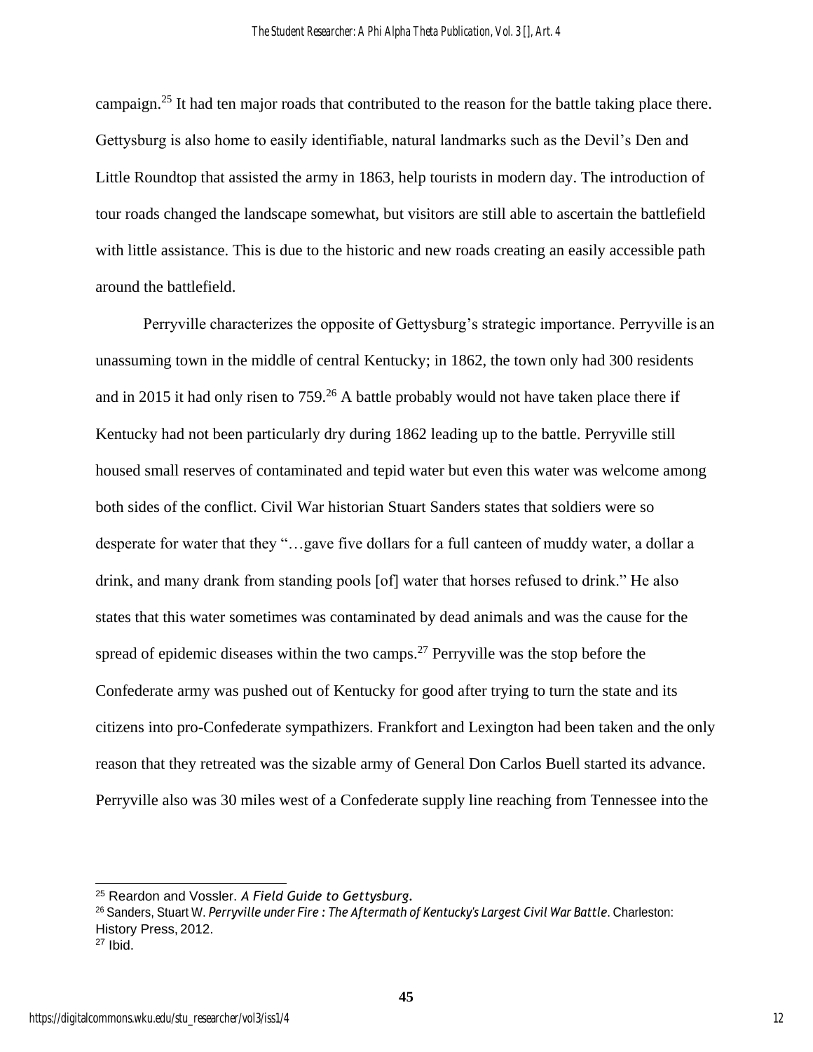campaign.[25] It had ten major roads that contributed to the reason for the battle taking place there. Gettysburg is also home to easily identifiable, natural landmarks such as the Devil's Den and Little Roundtop that assisted the army in 1863, help tourists in modern day. The introduction of tour roads changed the landscape somewhat, but visitors are still able to ascertain the battlefield with little assistance. This is due to the historic and new roads creating an easily accessible path around the battlefield.

Perryville characterizes the opposite of Gettysburg's strategic importance. Perryville is an unassuming town in the middle of central Kentucky; in 1862, the town only had 300 residents and in 2015 it had only risen to 759.[26] A battle probably would not have taken place there if Kentucky had not been particularly dry during 1862 leading up to the battle. Perryville still housed small reserves of contaminated and tepid water but even this water was welcome among both sides of the conflict. Civil War historian Stuart Sanders states that soldiers were so desperate for water that they "…gave five dollars for a full canteen of muddy water, a dollar a drink, and many drank from standing pools [of] water that horses refused to drink." He also states that this water sometimes was contaminated by dead animals and was the cause for the spread of epidemic diseases within the two camps.[27] Perryville was the stop before the Confederate army was pushed out of Kentucky for good after trying to turn the state and its citizens into pro-Confederate sympathizers. Frankfort and Lexington had been taken and the only reason that they retreated was the sizable army of General Don Carlos Buell started its advance. Perryville also was 30 miles west of a Confederate supply line reaching from Tennessee into the

---

[25] Reardon and Vossler. *A Field Guide to Gettysburg.*

[26] Sanders, Stuart W. *Perryville under Fire : The Aftermath of Kentucky's Largest Civil War Battle*. Charleston: History Press, 2012.

[27] Ibid.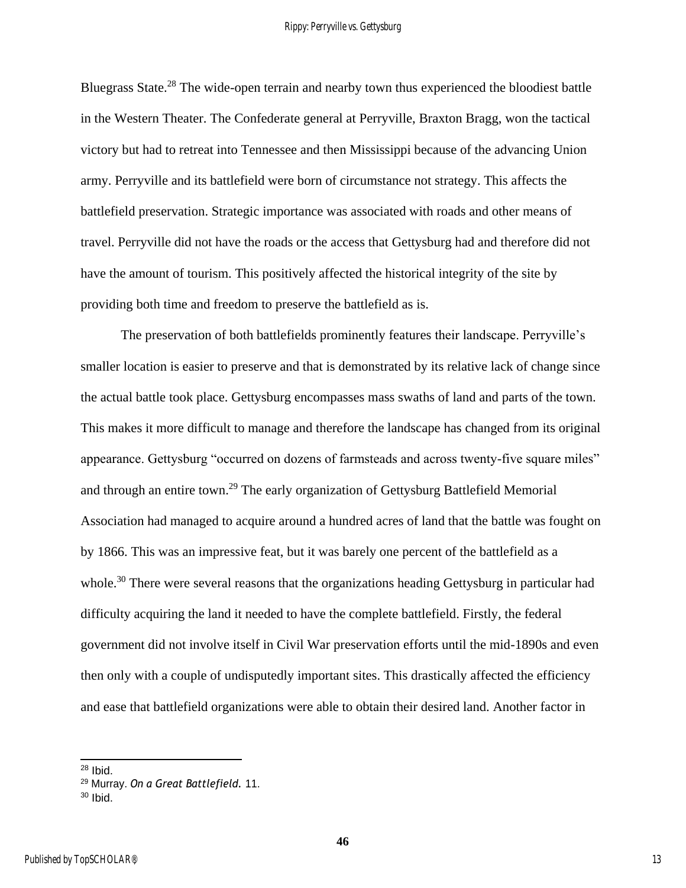Bluegrass State.[28] The wide-open terrain and nearby town thus experienced the bloodiest battle in the Western Theater. The Confederate general at Perryville, Braxton Bragg, won the tactical victory but had to retreat into Tennessee and then Mississippi because of the advancing Union army. Perryville and its battlefield were born of circumstance not strategy. This affects the battlefield preservation. Strategic importance was associated with roads and other means of travel. Perryville did not have the roads or the access that Gettysburg had and therefore did not have the amount of tourism. This positively affected the historical integrity of the site by providing both time and freedom to preserve the battlefield as is.

The preservation of both battlefields prominently features their landscape. Perryville's smaller location is easier to preserve and that is demonstrated by its relative lack of change since the actual battle took place. Gettysburg encompasses mass swaths of land and parts of the town. This makes it more difficult to manage and therefore the landscape has changed from its original appearance. Gettysburg "occurred on dozens of farmsteads and across twenty-five square miles" and through an entire town.[29] The early organization of Gettysburg Battlefield Memorial Association had managed to acquire around a hundred acres of land that the battle was fought on by 1866. This was an impressive feat, but it was barely one percent of the battlefield as a whole.[30] There were several reasons that the organizations heading Gettysburg in particular had difficulty acquiring the land it needed to have the complete battlefield. Firstly, the federal government did not involve itself in Civil War preservation efforts until the mid-1890s and even then only with a couple of undisputedly important sites. This drastically affected the efficiency and ease that battlefield organizations were able to obtain their desired land. Another factor in

---

[28] Ibid.

[29] Murray. *On a Great Battlefield.* 11.

[30] Ibid.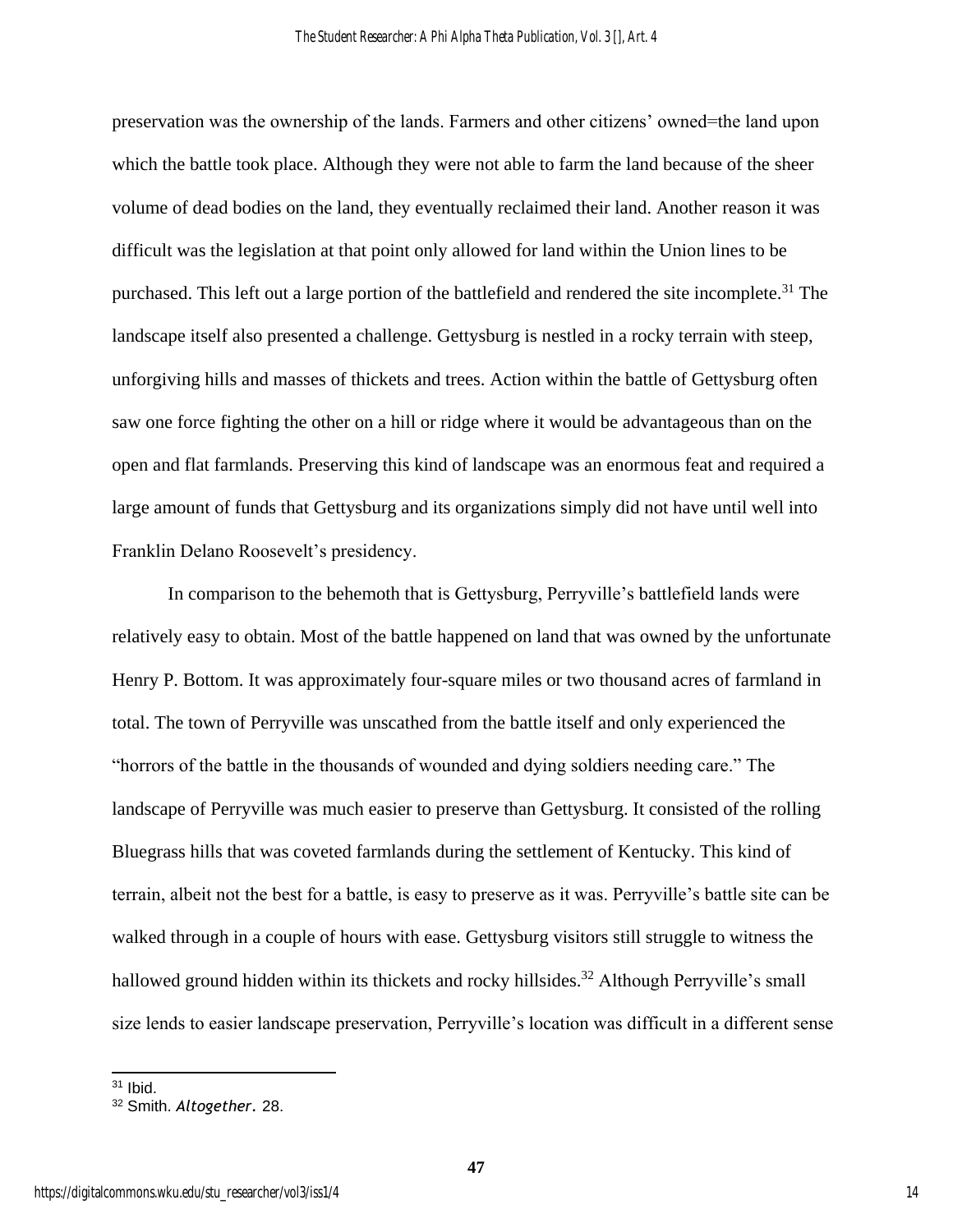preservation was the ownership of the lands. Farmers and other citizens' owned=the land upon which the battle took place. Although they were not able to farm the land because of the sheer volume of dead bodies on the land, they eventually reclaimed their land. Another reason it was difficult was the legislation at that point only allowed for land within the Union lines to be purchased. This left out a large portion of the battlefield and rendered the site incomplete.[31] The landscape itself also presented a challenge. Gettysburg is nestled in a rocky terrain with steep, unforgiving hills and masses of thickets and trees. Action within the battle of Gettysburg often saw one force fighting the other on a hill or ridge where it would be advantageous than on the open and flat farmlands. Preserving this kind of landscape was an enormous feat and required a large amount of funds that Gettysburg and its organizations simply did not have until well into Franklin Delano Roosevelt's presidency.

In comparison to the behemoth that is Gettysburg, Perryville's battlefield lands were relatively easy to obtain. Most of the battle happened on land that was owned by the unfortunate Henry P. Bottom. It was approximately four-square miles or two thousand acres of farmland in total. The town of Perryville was unscathed from the battle itself and only experienced the "horrors of the battle in the thousands of wounded and dying soldiers needing care." The landscape of Perryville was much easier to preserve than Gettysburg. It consisted of the rolling Bluegrass hills that was coveted farmlands during the settlement of Kentucky. This kind of terrain, albeit not the best for a battle, is easy to preserve as it was. Perryville's battle site can be walked through in a couple of hours with ease. Gettysburg visitors still struggle to witness the hallowed ground hidden within its thickets and rocky hillsides.[32] Although Perryville's small size lends to easier landscape preservation, Perryville's location was difficult in a different sense

---

[31] Ibid.

[32] Smith. *Altogether.* 28.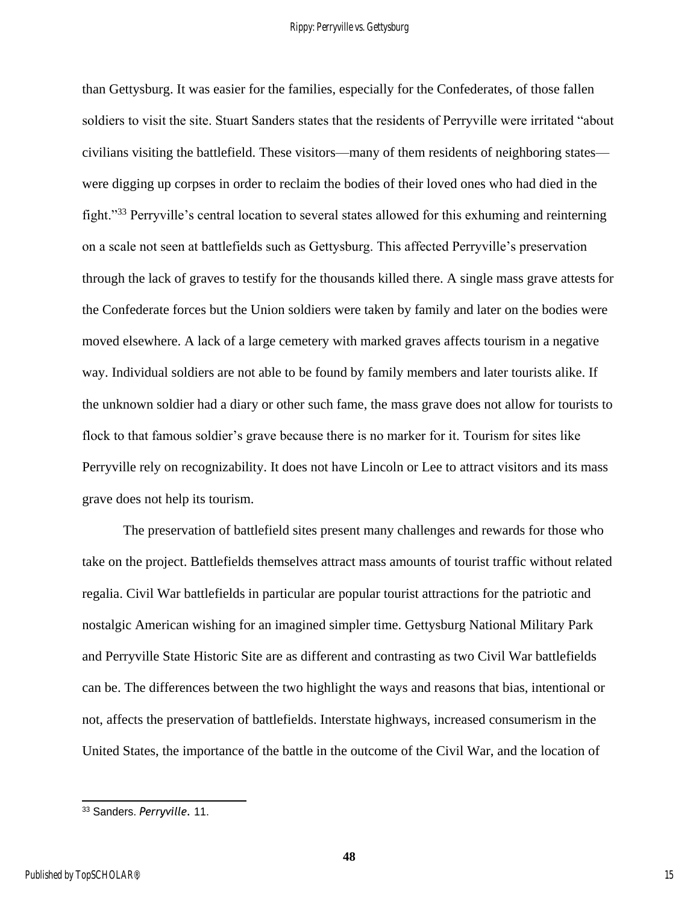than Gettysburg. It was easier for the families, especially for the Confederates, of those fallen soldiers to visit the site. Stuart Sanders states that the residents of Perryville were irritated "about civilians visiting the battlefield. These visitors—many of them residents of neighboring states—were digging up corpses in order to reclaim the bodies of their loved ones who had died in the fight."[33] Perryville's central location to several states allowed for this exhuming and reinterning on a scale not seen at battlefields such as Gettysburg. This affected Perryville's preservation through the lack of graves to testify for the thousands killed there. A single mass grave attests for the Confederate forces but the Union soldiers were taken by family and later on the bodies were moved elsewhere. A lack of a large cemetery with marked graves affects tourism in a negative way. Individual soldiers are not able to be found by family members and later tourists alike. If the unknown soldier had a diary or other such fame, the mass grave does not allow for tourists to flock to that famous soldier's grave because there is no marker for it. Tourism for sites like Perryville rely on recognizability. It does not have Lincoln or Lee to attract visitors and its mass grave does not help its tourism.

The preservation of battlefield sites present many challenges and rewards for those who take on the project. Battlefields themselves attract mass amounts of tourist traffic without related regalia. Civil War battlefields in particular are popular tourist attractions for the patriotic and nostalgic American wishing for an imagined simpler time. Gettysburg National Military Park and Perryville State Historic Site are as different and contrasting as two Civil War battlefields can be. The differences between the two highlight the ways and reasons that bias, intentional or not, affects the preservation of battlefields. Interstate highways, increased consumerism in the United States, the importance of the battle in the outcome of the Civil War, and the location of

---

[33] Sanders. *Perryville*. 11.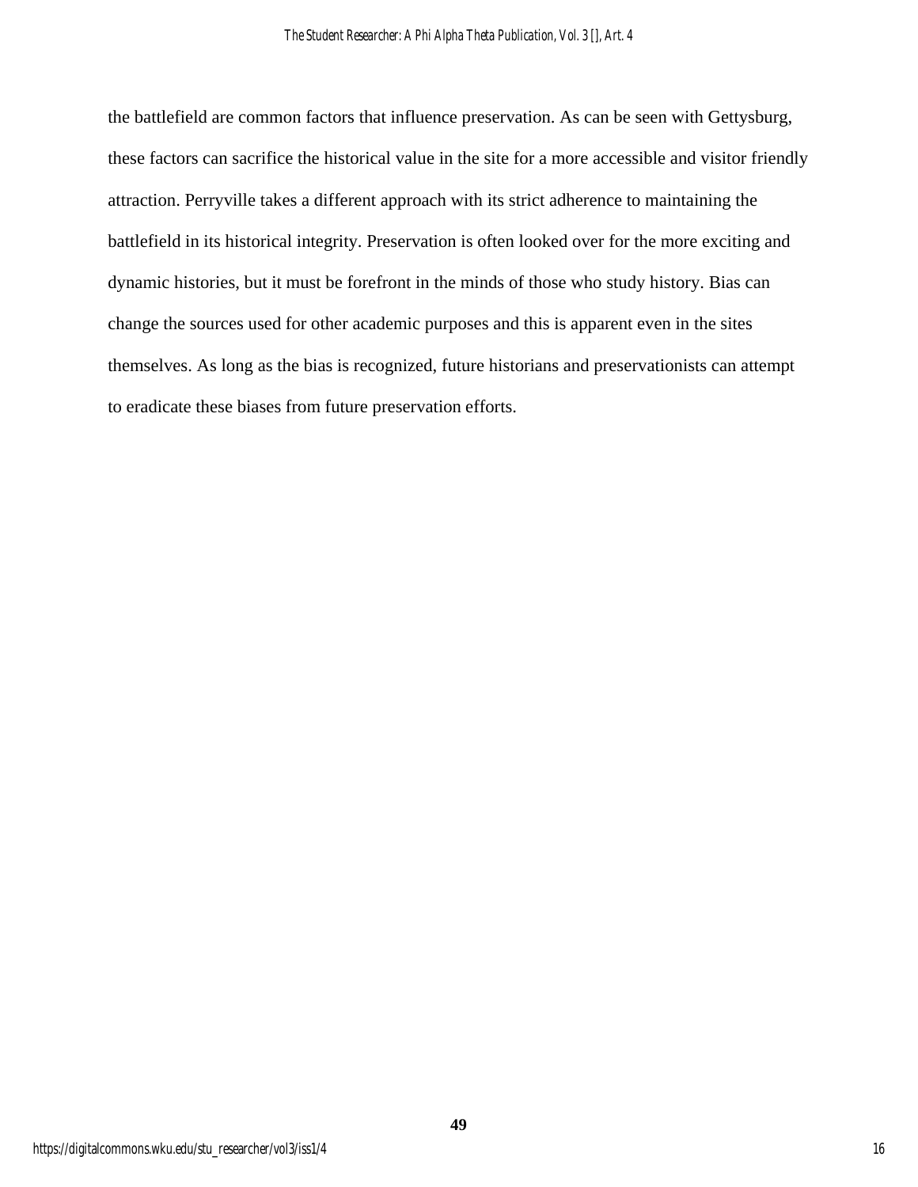the battlefield are common factors that influence preservation. As can be seen with Gettysburg, these factors can sacrifice the historical value in the site for a more accessible and visitor friendly attraction. Perryville takes a different approach with its strict adherence to maintaining the battlefield in its historical integrity. Preservation is often looked over for the more exciting and dynamic histories, but it must be forefront in the minds of those who study history. Bias can change the sources used for other academic purposes and this is apparent even in the sites themselves. As long as the bias is recognized, future historians and preservationists can attempt to eradicate these biases from future preservation efforts.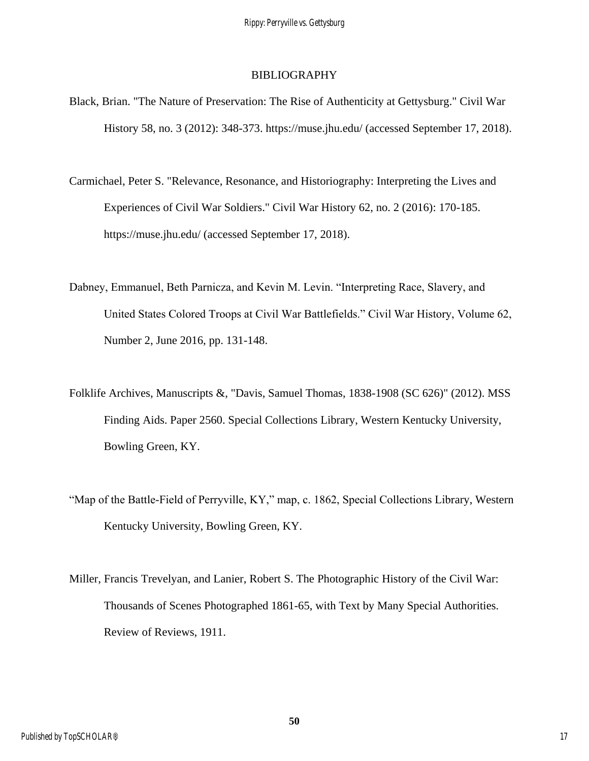## BIBLIOGRAPHY

Black, Brian. "The Nature of Preservation: The Rise of Authenticity at Gettysburg." Civil War History 58, no. 3 (2012): 348-373. https://muse.jhu.edu/ (accessed September 17, 2018).

Carmichael, Peter S. "Relevance, Resonance, and Historiography: Interpreting the Lives and Experiences of Civil War Soldiers." Civil War History 62, no. 2 (2016): 170-185. https://muse.jhu.edu/ (accessed September 17, 2018).

Dabney, Emmanuel, Beth Parnicza, and Kevin M. Levin. "Interpreting Race, Slavery, and United States Colored Troops at Civil War Battlefields." Civil War History, Volume 62, Number 2, June 2016, pp. 131-148.

Folklife Archives, Manuscripts &, "Davis, Samuel Thomas, 1838-1908 (SC 626)" (2012). MSS Finding Aids. Paper 2560. Special Collections Library, Western Kentucky University, Bowling Green, KY.

"Map of the Battle-Field of Perryville, KY," map, c. 1862, Special Collections Library, Western Kentucky University, Bowling Green, KY.

Miller, Francis Trevelyan, and Lanier, Robert S. The Photographic History of the Civil War: Thousands of Scenes Photographed 1861-65, with Text by Many Special Authorities. Review of Reviews, 1911.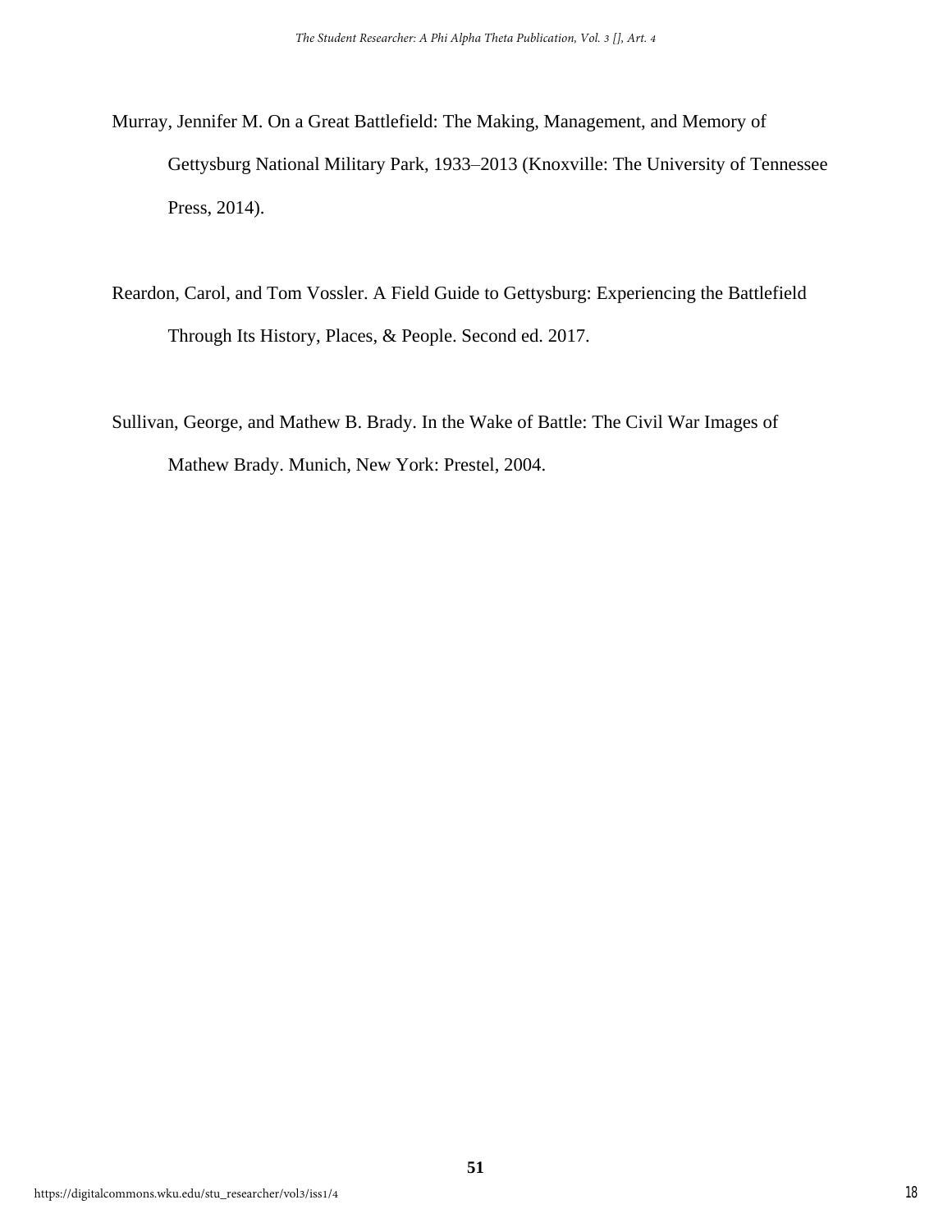Murray, Jennifer M. On a Great Battlefield: The Making, Management, and Memory of Gettysburg National Military Park, 1933–2013 (Knoxville: The University of Tennessee Press, 2014).

Reardon, Carol, and Tom Vossler. A Field Guide to Gettysburg: Experiencing the Battlefield Through Its History, Places, & People. Second ed. 2017.

Sullivan, George, and Mathew B. Brady. In the Wake of Battle: The Civil War Images of Mathew Brady. Munich, New York: Prestel, 2004.